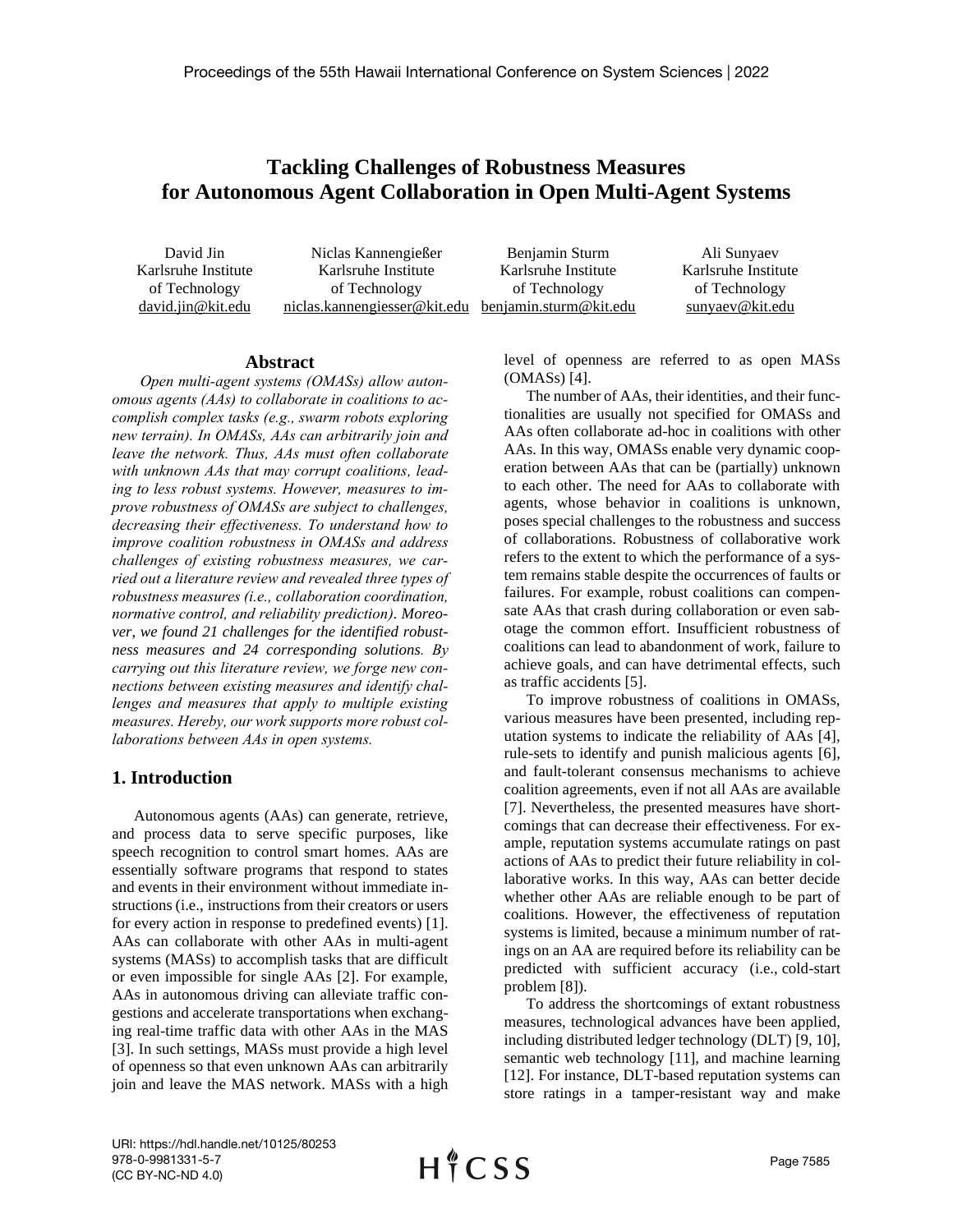# Tackling Challenges of Robustness Measures for Autonomous Agent Collaboration in Open Multi-Agent Systems

David Jin
Karlsruhe Institute of Technology
david.jin@kit.edu

Niclas Kannengießer
Karlsruhe Institute of Technology
niclas.kannengiesser@kit.edu

Benjamin Sturm
Karlsruhe Institute of Technology
benjamin.sturm@kit.edu

Ali Sunyaev
Karlsruhe Institute of Technology
sunyaev@kit.edu

## Abstract

*Open multi-agent systems (OMASs) allow autonomous agents (AAs) to collaborate in coalitions to accomplish complex tasks (e.g., swarm robots exploring new terrain). In OMASs, AAs can arbitrarily join and leave the network. Thus, AAs must often collaborate with unknown AAs that may corrupt coalitions, leading to less robust systems. However, measures to improve robustness of OMASs are subject to challenges, decreasing their effectiveness. To understand how to improve coalition robustness in OMASs and address challenges of existing robustness measures, we carried out a literature review and revealed three types of robustness measures (i.e., collaboration coordination, normative control, and reliability prediction). Moreover, we found 21 challenges for the identified robustness measures and 24 corresponding solutions. By carrying out this literature review, we forge new connections between existing measures and identify challenges and measures that apply to multiple existing measures. Hereby, our work supports more robust collaborations between AAs in open systems.*

## 1. Introduction

Autonomous agents (AAs) can generate, retrieve, and process data to serve specific purposes, like speech recognition to control smart homes. AAs are essentially software programs that respond to states and events in their environment without immediate instructions (i.e., instructions from their creators or users for every action in response to predefined events) [1]. AAs can collaborate with other AAs in multi-agent systems (MASs) to accomplish tasks that are difficult or even impossible for single AAs [2]. For example, AAs in autonomous driving can alleviate traffic congestions and accelerate transportations when exchanging real-time traffic data with other AAs in the MAS [3]. In such settings, MASs must provide a high level of openness so that even unknown AAs can arbitrarily join and leave the MAS network. MASs with a high level of openness are referred to as open MASs (OMASs) [4].

The number of AAs, their identities, and their functionalities are usually not specified for OMASs and AAs often collaborate ad-hoc in coalitions with other AAs. In this way, OMASs enable very dynamic cooperation between AAs that can be (partially) unknown to each other. The need for AAs to collaborate with agents, whose behavior in coalitions is unknown, poses special challenges to the robustness and success of collaborations. Robustness of collaborative work refers to the extent to which the performance of a system remains stable despite the occurrences of faults or failures. For example, robust coalitions can compensate AAs that crash during collaboration or even sabotage the common effort. Insufficient robustness of coalitions can lead to abandonment of work, failure to achieve goals, and can have detrimental effects, such as traffic accidents [5].

To improve robustness of coalitions in OMASs, various measures have been presented, including reputation systems to indicate the reliability of AAs [4], rule-sets to identify and punish malicious agents [6], and fault-tolerant consensus mechanisms to achieve coalition agreements, even if not all AAs are available [7]. Nevertheless, the presented measures have shortcomings that can decrease their effectiveness. For example, reputation systems accumulate ratings on past actions of AAs to predict their future reliability in collaborative works. In this way, AAs can better decide whether other AAs are reliable enough to be part of coalitions. However, the effectiveness of reputation systems is limited, because a minimum number of ratings on an AA are required before its reliability can be predicted with sufficient accuracy (i.e., cold-start problem [8]).

To address the shortcomings of extant robustness measures, technological advances have been applied, including distributed ledger technology (DLT) [9, 10], semantic web technology [11], and machine learning [12]. For instance, DLT-based reputation systems can store ratings in a tamper-resistant way and make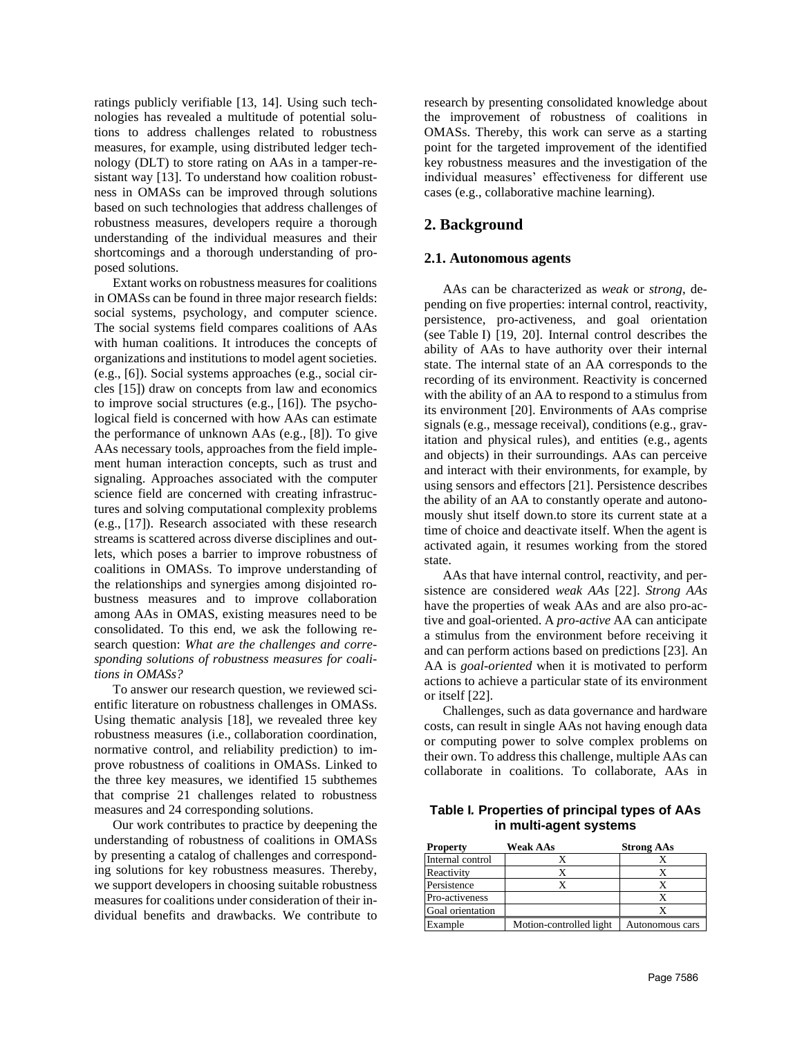ratings publicly verifiable [13, 14]. Using such technologies has revealed a multitude of potential solutions to address challenges related to robustness measures, for example, using distributed ledger technology (DLT) to store rating on AAs in a tamper-resistant way [13]. To understand how coalition robustness in OMASs can be improved through solutions based on such technologies that address challenges of robustness measures, developers require a thorough understanding of the individual measures and their shortcomings and a thorough understanding of proposed solutions.

Extant works on robustness measures for coalitions in OMASs can be found in three major research fields: social systems, psychology, and computer science. The social systems field compares coalitions of AAs with human coalitions. It introduces the concepts of organizations and institutions to model agent societies. (e.g., [6]). Social systems approaches (e.g., social circles [15]) draw on concepts from law and economics to improve social structures (e.g., [16]). The psychological field is concerned with how AAs can estimate the performance of unknown AAs (e.g., [8]). To give AAs necessary tools, approaches from the field implement human interaction concepts, such as trust and signaling. Approaches associated with the computer science field are concerned with creating infrastructures and solving computational complexity problems (e.g., [17]). Research associated with these research streams is scattered across diverse disciplines and outlets, which poses a barrier to improve robustness of coalitions in OMASs. To improve understanding of the relationships and synergies among disjointed robustness measures and to improve collaboration among AAs in OMAS, existing measures need to be consolidated. To this end, we ask the following research question: *What are the challenges and corresponding solutions of robustness measures for coalitions in OMASs?*

To answer our research question, we reviewed scientific literature on robustness challenges in OMASs. Using thematic analysis [18], we revealed three key robustness measures (i.e., collaboration coordination, normative control, and reliability prediction) to improve robustness of coalitions in OMASs. Linked to the three key measures, we identified 15 subthemes that comprise 21 challenges related to robustness measures and 24 corresponding solutions.

Our work contributes to practice by deepening the understanding of robustness of coalitions in OMASs by presenting a catalog of challenges and corresponding solutions for key robustness measures. Thereby, we support developers in choosing suitable robustness measures for coalitions under consideration of their individual benefits and drawbacks. We contribute to research by presenting consolidated knowledge about the improvement of robustness of coalitions in OMASs. Thereby, this work can serve as a starting point for the targeted improvement of the identified key robustness measures and the investigation of the individual measures' effectiveness for different use cases (e.g., collaborative machine learning).

## 2. Background

### 2.1. Autonomous agents

AAs can be characterized as *weak* or *strong*, depending on five properties: internal control, reactivity, persistence, pro-activeness, and goal orientation (see Table I) [19, 20]. Internal control describes the ability of AAs to have authority over their internal state. The internal state of an AA corresponds to the recording of its environment. Reactivity is concerned with the ability of an AA to respond to a stimulus from its environment [20]. Environments of AAs comprise signals (e.g., message receival), conditions (e.g., gravitation and physical rules), and entities (e.g., agents and objects) in their surroundings. AAs can perceive and interact with their environments, for example, by using sensors and effectors [21]. Persistence describes the ability of an AA to constantly operate and autonomously shut itself down.to store its current state at a time of choice and deactivate itself. When the agent is activated again, it resumes working from the stored state.

AAs that have internal control, reactivity, and persistence are considered *weak AAs* [22]. *Strong AAs* have the properties of weak AAs and are also pro-active and goal-oriented. A *pro-active* AA can anticipate a stimulus from the environment before receiving it and can perform actions based on predictions [23]. An AA is *goal-oriented* when it is motivated to perform actions to achieve a particular state of its environment or itself [22].

Challenges, such as data governance and hardware costs, can result in single AAs not having enough data or computing power to solve complex problems on their own. To address this challenge, multiple AAs can collaborate in coalitions. To collaborate, AAs in

**Table I. Properties of principal types of AAs in multi-agent systems**

| Property | Weak AAs | Strong AAs |
|---|---|---|
| Internal control | X | X |
| Reactivity | X | X |
| Persistence | X | X |
| Pro-activeness | | X |
| Goal orientation | | X |
| Example | Motion-controlled light | Autonomous cars |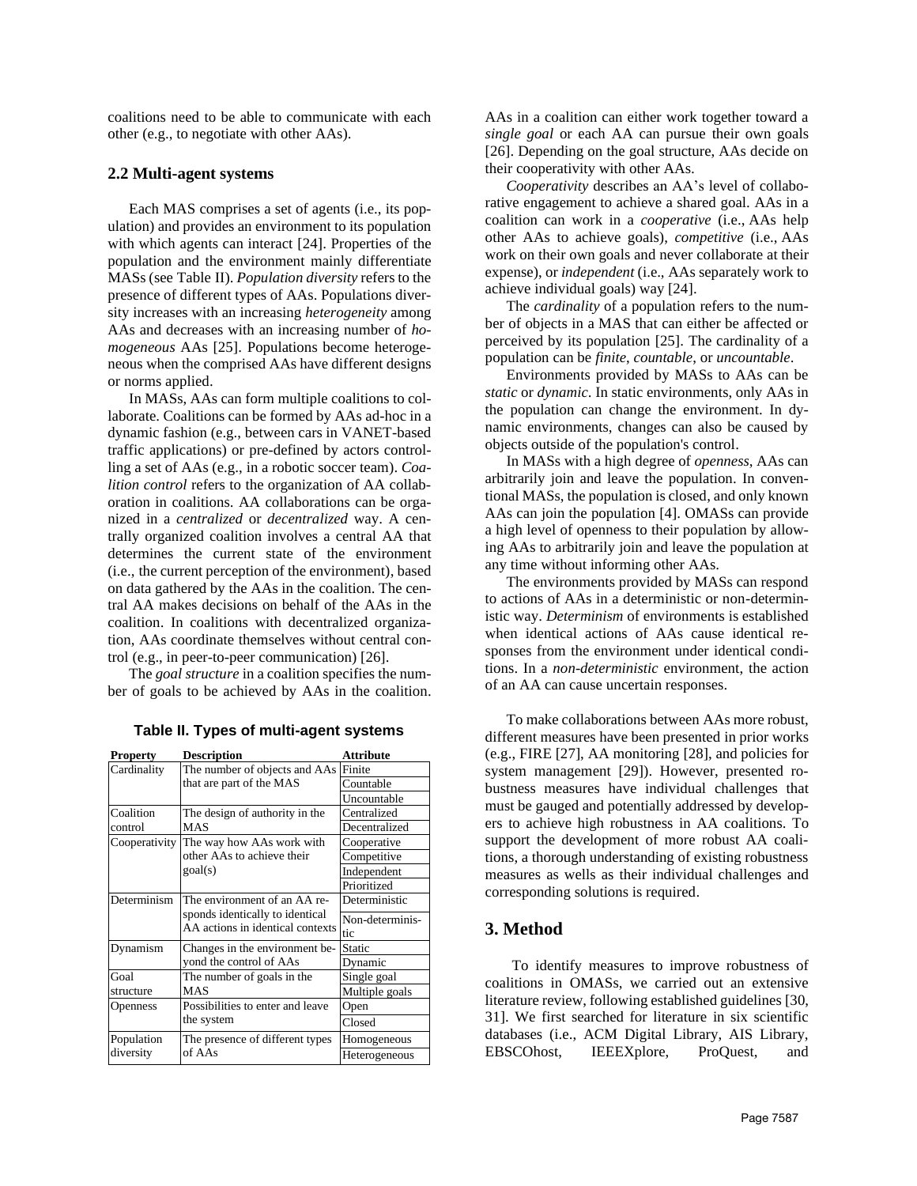coalitions need to be able to communicate with each other (e.g., to negotiate with other AAs).

## 2.2 Multi-agent systems

Each MAS comprises a set of agents (i.e., its population) and provides an environment to its population with which agents can interact [24]. Properties of the population and the environment mainly differentiate MASs (see Table II). *Population diversity* refers to the presence of different types of AAs. Populations diversity increases with an increasing *heterogeneity* among AAs and decreases with an increasing number of *homogeneous* AAs [25]. Populations become heterogeneous when the comprised AAs have different designs or norms applied.

In MASs, AAs can form multiple coalitions to collaborate. Coalitions can be formed by AAs ad-hoc in a dynamic fashion (e.g., between cars in VANET-based traffic applications) or pre-defined by actors controlling a set of AAs (e.g., in a robotic soccer team). *Coalition control* refers to the organization of AA collaboration in coalitions. AA collaborations can be organized in a *centralized* or *decentralized* way. A centrally organized coalition involves a central AA that determines the current state of the environment (i.e., the current perception of the environment), based on data gathered by the AAs in the coalition. The central AA makes decisions on behalf of the AAs in the coalition. In coalitions with decentralized organization, AAs coordinate themselves without central control (e.g., in peer-to-peer communication) [26].

The *goal structure* in a coalition specifies the number of goals to be achieved by AAs in the coalition.

**Table II. Types of multi-agent systems**

| Property | Description | Attribute |
|---|---|---|
| Cardinality | The number of objects and AAs that are part of the MAS | Finite |
| | | Countable |
| | | Uncountable |
| Coalition control | The design of authority in the MAS | Centralized |
| | | Decentralized |
| Cooperativity | The way how AAs work with other AAs to achieve their goal(s) | Cooperative |
| | | Competitive |
| | | Independent |
| | | Prioritized |
| Determinism | The environment of an AA responds identically to identical AA actions in identical contexts | Deterministic |
| | | Non-deterministic |
| Dynamism | Changes in the environment beyond the control of AAs | Static |
| | | Dynamic |
| Goal structure | The number of goals in the MAS | Single goal |
| | | Multiple goals |
| Openness | Possibilities to enter and leave the system | Open |
| | | Closed |
| Population diversity | The presence of different types of AAs | Homogeneous |
| | | Heterogeneous |

AAs in a coalition can either work together toward a *single goal* or each AA can pursue their own goals [26]. Depending on the goal structure, AAs decide on their cooperativity with other AAs.

*Cooperativity* describes an AA's level of collaborative engagement to achieve a shared goal. AAs in a coalition can work in a *cooperative* (i.e., AAs help other AAs to achieve goals), *competitive* (i.e., AAs work on their own goals and never collaborate at their expense), or *independent* (i.e., AAs separately work to achieve individual goals) way [24].

The *cardinality* of a population refers to the number of objects in a MAS that can either be affected or perceived by its population [25]. The cardinality of a population can be *finite*, *countable*, or *uncountable*.

Environments provided by MASs to AAs can be *static* or *dynamic*. In static environments, only AAs in the population can change the environment. In dynamic environments, changes can also be caused by objects outside of the population's control.

In MASs with a high degree of *openness*, AAs can arbitrarily join and leave the population. In conventional MASs, the population is closed, and only known AAs can join the population [4]. OMASs can provide a high level of openness to their population by allowing AAs to arbitrarily join and leave the population at any time without informing other AAs.

The environments provided by MASs can respond to actions of AAs in a deterministic or non-deterministic way. *Determinism* of environments is established when identical actions of AAs cause identical responses from the environment under identical conditions. In a *non-deterministic* environment, the action of an AA can cause uncertain responses.

To make collaborations between AAs more robust, different measures have been presented in prior works (e.g., FIRE [27], AA monitoring [28], and policies for system management [29]). However, presented robustness measures have individual challenges that must be gauged and potentially addressed by developers to achieve high robustness in AA coalitions. To support the development of more robust AA coalitions, a thorough understanding of existing robustness measures as wells as their individual challenges and corresponding solutions is required.

# 3. Method

To identify measures to improve robustness of coalitions in OMASs, we carried out an extensive literature review, following established guidelines [30, 31]. We first searched for literature in six scientific databases (i.e., ACM Digital Library, AIS Library, EBSCOhost, IEEEXplore, ProQuest, and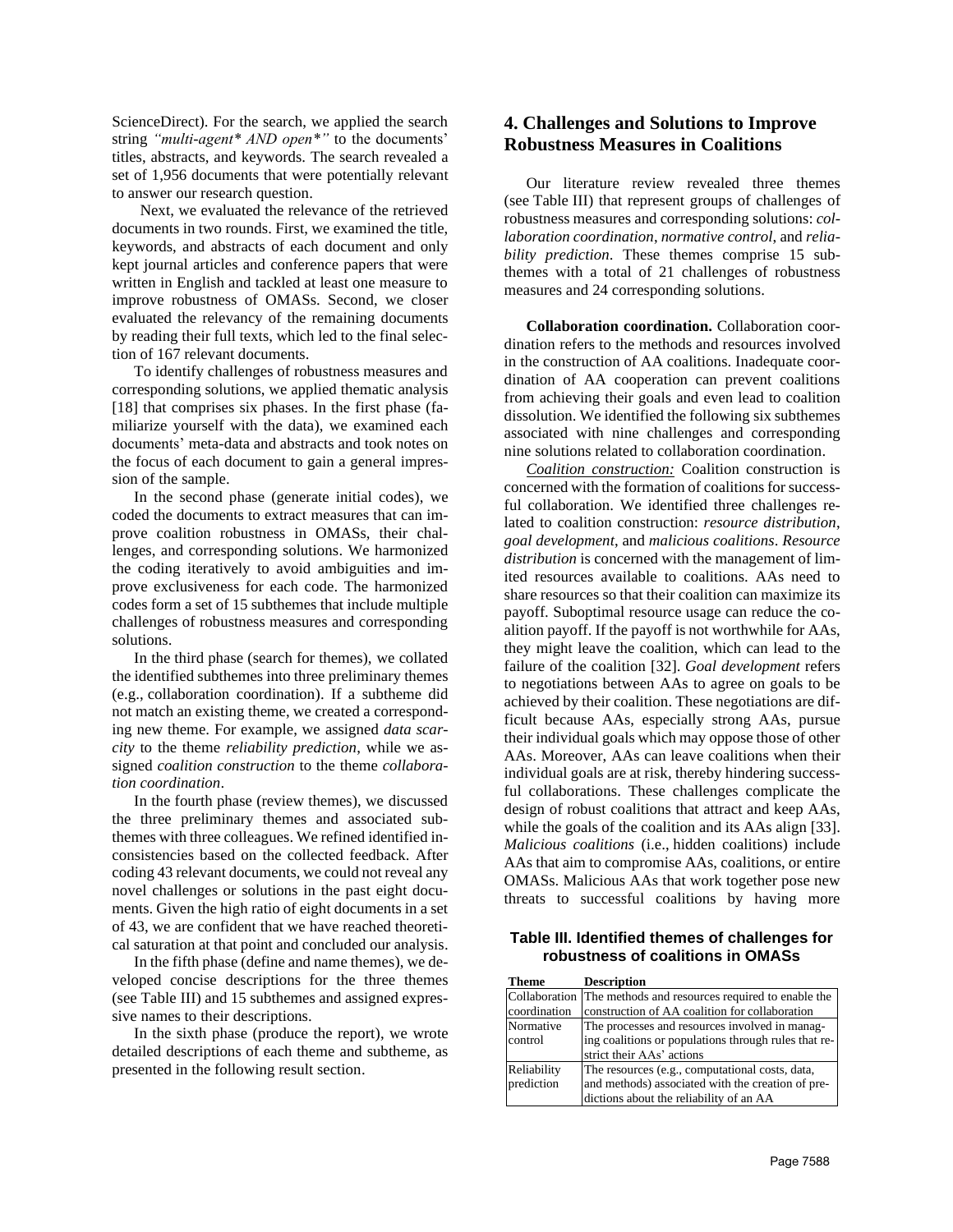ScienceDirect). For the search, we applied the search string *"multi-agent* AND open*"* to the documents' titles, abstracts, and keywords. The search revealed a set of 1,956 documents that were potentially relevant to answer our research question.

Next, we evaluated the relevance of the retrieved documents in two rounds. First, we examined the title, keywords, and abstracts of each document and only kept journal articles and conference papers that were written in English and tackled at least one measure to improve robustness of OMASs. Second, we closer evaluated the relevancy of the remaining documents by reading their full texts, which led to the final selection of 167 relevant documents.

To identify challenges of robustness measures and corresponding solutions, we applied thematic analysis [18] that comprises six phases. In the first phase (familiarize yourself with the data), we examined each documents' meta-data and abstracts and took notes on the focus of each document to gain a general impression of the sample.

In the second phase (generate initial codes), we coded the documents to extract measures that can improve coalition robustness in OMASs, their challenges, and corresponding solutions. We harmonized the coding iteratively to avoid ambiguities and improve exclusiveness for each code. The harmonized codes form a set of 15 subthemes that include multiple challenges of robustness measures and corresponding solutions.

In the third phase (search for themes), we collated the identified subthemes into three preliminary themes (e.g., collaboration coordination). If a subtheme did not match an existing theme, we created a corresponding new theme. For example, we assigned *data scarcity* to the theme *reliability prediction*, while we assigned *coalition construction* to the theme *collaboration coordination*.

In the fourth phase (review themes), we discussed the three preliminary themes and associated subthemes with three colleagues. We refined identified inconsistencies based on the collected feedback. After coding 43 relevant documents, we could not reveal any novel challenges or solutions in the past eight documents. Given the high ratio of eight documents in a set of 43, we are confident that we have reached theoretical saturation at that point and concluded our analysis.

In the fifth phase (define and name themes), we developed concise descriptions for the three themes (see Table III) and 15 subthemes and assigned expressive names to their descriptions.

In the sixth phase (produce the report), we wrote detailed descriptions of each theme and subtheme, as presented in the following result section.

## 4. Challenges and Solutions to Improve Robustness Measures in Coalitions

Our literature review revealed three themes (see Table III) that represent groups of challenges of robustness measures and corresponding solutions: *collaboration coordination*, *normative control*, and *reliability prediction*. These themes comprise 15 subthemes with a total of 21 challenges of robustness measures and 24 corresponding solutions.

**Collaboration coordination.** Collaboration coordination refers to the methods and resources involved in the construction of AA coalitions. Inadequate coordination of AA cooperation can prevent coalitions from achieving their goals and even lead to coalition dissolution. We identified the following six subthemes associated with nine challenges and corresponding nine solutions related to collaboration coordination.

*Coalition construction:* Coalition construction is concerned with the formation of coalitions for successful collaboration. We identified three challenges related to coalition construction: *resource distribution*, *goal development*, and *malicious coalitions*. *Resource distribution* is concerned with the management of limited resources available to coalitions. AAs need to share resources so that their coalition can maximize its payoff. Suboptimal resource usage can reduce the coalition payoff. If the payoff is not worthwhile for AAs, they might leave the coalition, which can lead to the failure of the coalition [32]. *Goal development* refers to negotiations between AAs to agree on goals to be achieved by their coalition. These negotiations are difficult because AAs, especially strong AAs, pursue their individual goals which may oppose those of other AAs. Moreover, AAs can leave coalitions when their individual goals are at risk, thereby hindering successful collaborations. These challenges complicate the design of robust coalitions that attract and keep AAs, while the goals of the coalition and its AAs align [33]. *Malicious coalitions* (i.e., hidden coalitions) include AAs that aim to compromise AAs, coalitions, or entire OMASs. Malicious AAs that work together pose new threats to successful coalitions by having more

**Table III. Identified themes of challenges for robustness of coalitions in OMASs**

| Theme | Description |
|---|---|
| Collaboration coordination | The methods and resources required to enable the construction of AA coalition for collaboration |
| Normative control | The processes and resources involved in managing coalitions or populations through rules that restrict their AAs' actions |
| Reliability prediction | The resources (e.g., computational costs, data, and methods) associated with the creation of predictions about the reliability of an AA |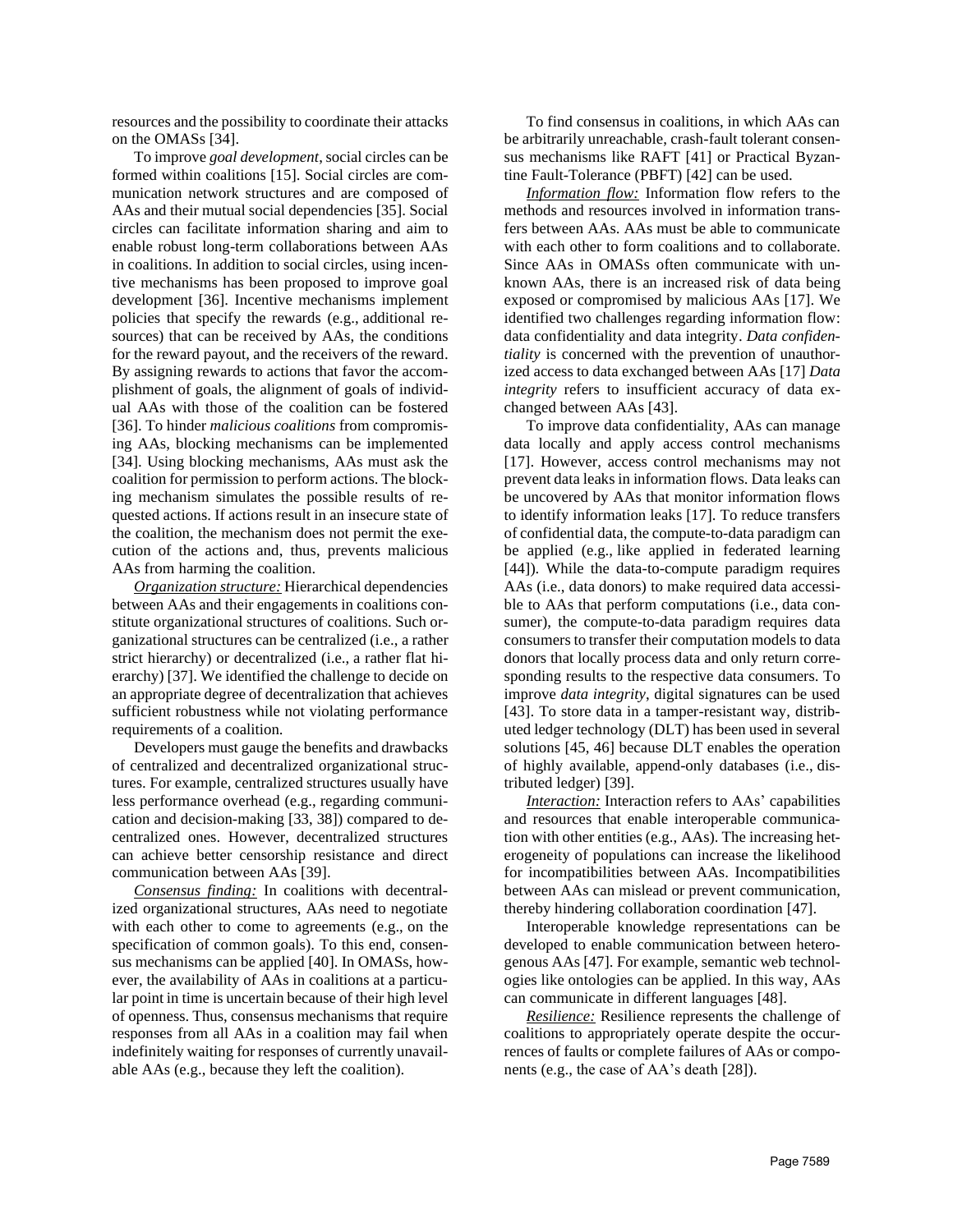resources and the possibility to coordinate their attacks on the OMASs [34].

To improve *goal development*, social circles can be formed within coalitions [15]. Social circles are communication network structures and are composed of AAs and their mutual social dependencies [35]. Social circles can facilitate information sharing and aim to enable robust long-term collaborations between AAs in coalitions. In addition to social circles, using incentive mechanisms has been proposed to improve goal development [36]. Incentive mechanisms implement policies that specify the rewards (e.g., additional resources) that can be received by AAs, the conditions for the reward payout, and the receivers of the reward. By assigning rewards to actions that favor the accomplishment of goals, the alignment of goals of individual AAs with those of the coalition can be fostered [36]. To hinder *malicious coalitions* from compromising AAs, blocking mechanisms can be implemented [34]. Using blocking mechanisms, AAs must ask the coalition for permission to perform actions. The blocking mechanism simulates the possible results of requested actions. If actions result in an insecure state of the coalition, the mechanism does not permit the execution of the actions and, thus, prevents malicious AAs from harming the coalition.

*Organization structure:* Hierarchical dependencies between AAs and their engagements in coalitions constitute organizational structures of coalitions. Such organizational structures can be centralized (i.e., a rather strict hierarchy) or decentralized (i.e., a rather flat hierarchy) [37]. We identified the challenge to decide on an appropriate degree of decentralization that achieves sufficient robustness while not violating performance requirements of a coalition.

Developers must gauge the benefits and drawbacks of centralized and decentralized organizational structures. For example, centralized structures usually have less performance overhead (e.g., regarding communication and decision-making [33, 38]) compared to decentralized ones. However, decentralized structures can achieve better censorship resistance and direct communication between AAs [39].

*Consensus finding:* In coalitions with decentralized organizational structures, AAs need to negotiate with each other to come to agreements (e.g., on the specification of common goals). To this end, consensus mechanisms can be applied [40]. In OMASs, however, the availability of AAs in coalitions at a particular point in time is uncertain because of their high level of openness. Thus, consensus mechanisms that require responses from all AAs in a coalition may fail when indefinitely waiting for responses of currently unavailable AAs (e.g., because they left the coalition).

To find consensus in coalitions, in which AAs can be arbitrarily unreachable, crash-fault tolerant consensus mechanisms like RAFT [41] or Practical Byzantine Fault-Tolerance (PBFT) [42] can be used.

*Information flow:* Information flow refers to the methods and resources involved in information transfers between AAs. AAs must be able to communicate with each other to form coalitions and to collaborate. Since AAs in OMASs often communicate with unknown AAs, there is an increased risk of data being exposed or compromised by malicious AAs [17]. We identified two challenges regarding information flow: data confidentiality and data integrity. *Data confidentiality* is concerned with the prevention of unauthorized access to data exchanged between AAs [17] *Data integrity* refers to insufficient accuracy of data exchanged between AAs [43].

To improve data confidentiality, AAs can manage data locally and apply access control mechanisms [17]. However, access control mechanisms may not prevent data leaks in information flows. Data leaks can be uncovered by AAs that monitor information flows to identify information leaks [17]. To reduce transfers of confidential data, the compute-to-data paradigm can be applied (e.g., like applied in federated learning [44]). While the data-to-compute paradigm requires AAs (i.e., data donors) to make required data accessible to AAs that perform computations (i.e., data consumer), the compute-to-data paradigm requires data consumers to transfer their computation models to data donors that locally process data and only return corresponding results to the respective data consumers. To improve *data integrity*, digital signatures can be used [43]. To store data in a tamper-resistant way, distributed ledger technology (DLT) has been used in several solutions [45, 46] because DLT enables the operation of highly available, append-only databases (i.e., distributed ledger) [39].

*Interaction:* Interaction refers to AAs' capabilities and resources that enable interoperable communication with other entities (e.g., AAs). The increasing heterogeneity of populations can increase the likelihood for incompatibilities between AAs. Incompatibilities between AAs can mislead or prevent communication, thereby hindering collaboration coordination [47].

Interoperable knowledge representations can be developed to enable communication between heterogenous AAs [47]. For example, semantic web technologies like ontologies can be applied. In this way, AAs can communicate in different languages [48].

*Resilience:* Resilience represents the challenge of coalitions to appropriately operate despite the occurrences of faults or complete failures of AAs or components (e.g., the case of AA's death [28]).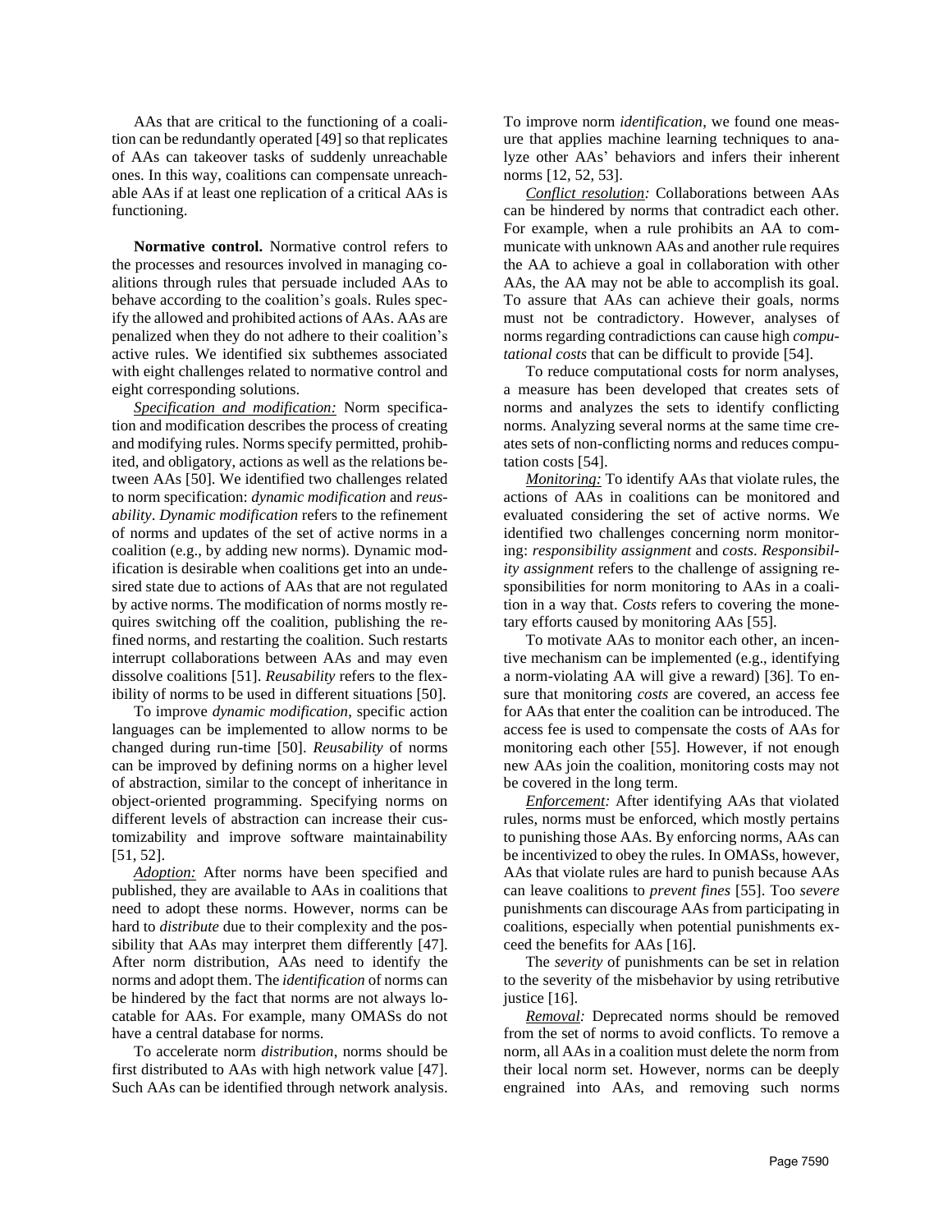AAs that are critical to the functioning of a coalition can be redundantly operated [49] so that replicates of AAs can takeover tasks of suddenly unreachable ones. In this way, coalitions can compensate unreachable AAs if at least one replication of a critical AAs is functioning.

**Normative control.** Normative control refers to the processes and resources involved in managing coalitions through rules that persuade included AAs to behave according to the coalition's goals. Rules specify the allowed and prohibited actions of AAs. AAs are penalized when they do not adhere to their coalition's active rules. We identified six subthemes associated with eight challenges related to normative control and eight corresponding solutions.

*Specification and modification:* Norm specification and modification describes the process of creating and modifying rules. Norms specify permitted, prohibited, and obligatory, actions as well as the relations between AAs [50]. We identified two challenges related to norm specification: *dynamic modification* and *reusability*. *Dynamic modification* refers to the refinement of norms and updates of the set of active norms in a coalition (e.g., by adding new norms). Dynamic modification is desirable when coalitions get into an undesired state due to actions of AAs that are not regulated by active norms. The modification of norms mostly requires switching off the coalition, publishing the refined norms, and restarting the coalition. Such restarts interrupt collaborations between AAs and may even dissolve coalitions [51]. *Reusability* refers to the flexibility of norms to be used in different situations [50].

To improve *dynamic modification*, specific action languages can be implemented to allow norms to be changed during run-time [50]. *Reusability* of norms can be improved by defining norms on a higher level of abstraction, similar to the concept of inheritance in object-oriented programming. Specifying norms on different levels of abstraction can increase their customizability and improve software maintainability [51, 52].

*Adoption:* After norms have been specified and published, they are available to AAs in coalitions that need to adopt these norms. However, norms can be hard to *distribute* due to their complexity and the possibility that AAs may interpret them differently [47]. After norm distribution, AAs need to identify the norms and adopt them. The *identification* of norms can be hindered by the fact that norms are not always locatable for AAs. For example, many OMASs do not have a central database for norms.

To accelerate norm *distribution*, norms should be first distributed to AAs with high network value [47]. Such AAs can be identified through network analysis. To improve norm *identification*, we found one measure that applies machine learning techniques to analyze other AAs' behaviors and infers their inherent norms [12, 52, 53].

*Conflict resolution:* Collaborations between AAs can be hindered by norms that contradict each other. For example, when a rule prohibits an AA to communicate with unknown AAs and another rule requires the AA to achieve a goal in collaboration with other AAs, the AA may not be able to accomplish its goal. To assure that AAs can achieve their goals, norms must not be contradictory. However, analyses of norms regarding contradictions can cause high *computational costs* that can be difficult to provide [54].

To reduce computational costs for norm analyses, a measure has been developed that creates sets of norms and analyzes the sets to identify conflicting norms. Analyzing several norms at the same time creates sets of non-conflicting norms and reduces computation costs [54].

*Monitoring:* To identify AAs that violate rules, the actions of AAs in coalitions can be monitored and evaluated considering the set of active norms. We identified two challenges concerning norm monitoring: *responsibility assignment* and *costs*. *Responsibility assignment* refers to the challenge of assigning responsibilities for norm monitoring to AAs in a coalition in a way that. *Costs* refers to covering the monetary efforts caused by monitoring AAs [55].

To motivate AAs to monitor each other, an incentive mechanism can be implemented (e.g., identifying a norm-violating AA will give a reward) [36]. To ensure that monitoring *costs* are covered, an access fee for AAs that enter the coalition can be introduced. The access fee is used to compensate the costs of AAs for monitoring each other [55]. However, if not enough new AAs join the coalition, monitoring costs may not be covered in the long term.

*Enforcement:* After identifying AAs that violated rules, norms must be enforced, which mostly pertains to punishing those AAs. By enforcing norms, AAs can be incentivized to obey the rules. In OMASs, however, AAs that violate rules are hard to punish because AAs can leave coalitions to *prevent fines* [55]. Too *severe* punishments can discourage AAs from participating in coalitions, especially when potential punishments exceed the benefits for AAs [16].

The *severity* of punishments can be set in relation to the severity of the misbehavior by using retributive justice [16].

*Removal:* Deprecated norms should be removed from the set of norms to avoid conflicts. To remove a norm, all AAs in a coalition must delete the norm from their local norm set. However, norms can be deeply engrained into AAs, and removing such norms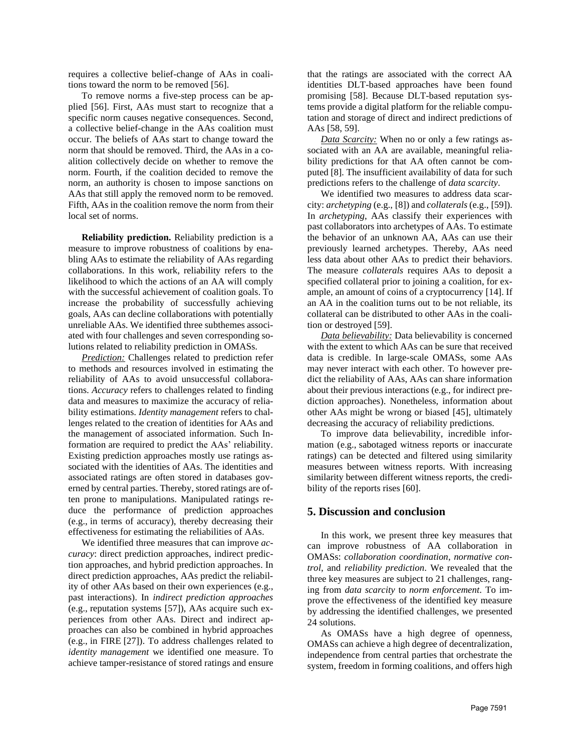requires a collective belief-change of AAs in coalitions toward the norm to be removed [56].

To remove norms a five-step process can be applied [56]. First, AAs must start to recognize that a specific norm causes negative consequences. Second, a collective belief-change in the AAs coalition must occur. The beliefs of AAs start to change toward the norm that should be removed. Third, the AAs in a coalition collectively decide on whether to remove the norm. Fourth, if the coalition decided to remove the norm, an authority is chosen to impose sanctions on AAs that still apply the removed norm to be removed. Fifth, AAs in the coalition remove the norm from their local set of norms.

**Reliability prediction.** Reliability prediction is a measure to improve robustness of coalitions by enabling AAs to estimate the reliability of AAs regarding collaborations. In this work, reliability refers to the likelihood to which the actions of an AA will comply with the successful achievement of coalition goals. To increase the probability of successfully achieving goals, AAs can decline collaborations with potentially unreliable AAs. We identified three subthemes associated with four challenges and seven corresponding solutions related to reliability prediction in OMASs.

*Prediction:* Challenges related to prediction refer to methods and resources involved in estimating the reliability of AAs to avoid unsuccessful collaborations. *Accuracy* refers to challenges related to finding data and measures to maximize the accuracy of reliability estimations. *Identity management* refers to challenges related to the creation of identities for AAs and the management of associated information. Such Information are required to predict the AAs' reliability. Existing prediction approaches mostly use ratings associated with the identities of AAs. The identities and associated ratings are often stored in databases governed by central parties. Thereby, stored ratings are often prone to manipulations. Manipulated ratings reduce the performance of prediction approaches (e.g., in terms of accuracy), thereby decreasing their effectiveness for estimating the reliabilities of AAs.

We identified three measures that can improve *accuracy*: direct prediction approaches, indirect prediction approaches, and hybrid prediction approaches. In direct prediction approaches, AAs predict the reliability of other AAs based on their own experiences (e.g., past interactions). In *indirect prediction approaches* (e.g., reputation systems [57]), AAs acquire such experiences from other AAs. Direct and indirect approaches can also be combined in hybrid approaches (e.g., in FIRE [27]). To address challenges related to *identity management* we identified one measure. To achieve tamper-resistance of stored ratings and ensure that the ratings are associated with the correct AA identities DLT-based approaches have been found promising [58]. Because DLT-based reputation systems provide a digital platform for the reliable computation and storage of direct and indirect predictions of AAs [58, 59].

*Data Scarcity:* When no or only a few ratings associated with an AA are available, meaningful reliability predictions for that AA often cannot be computed [8]. The insufficient availability of data for such predictions refers to the challenge of *data scarcity*.

We identified two measures to address data scarcity: *archetyping* (e.g., [8]) and *collaterals* (e.g., [59]). In *archetyping*, AAs classify their experiences with past collaborators into archetypes of AAs. To estimate the behavior of an unknown AA, AAs can use their previously learned archetypes. Thereby, AAs need less data about other AAs to predict their behaviors. The measure *collaterals* requires AAs to deposit a specified collateral prior to joining a coalition, for example, an amount of coins of a cryptocurrency [14]. If an AA in the coalition turns out to be not reliable, its collateral can be distributed to other AAs in the coalition or destroyed [59].

*Data believability:* Data believability is concerned with the extent to which AAs can be sure that received data is credible. In large-scale OMASs, some AAs may never interact with each other. To however predict the reliability of AAs, AAs can share information about their previous interactions (e.g., for indirect prediction approaches). Nonetheless, information about other AAs might be wrong or biased [45], ultimately decreasing the accuracy of reliability predictions.

To improve data believability, incredible information (e.g., sabotaged witness reports or inaccurate ratings) can be detected and filtered using similarity measures between witness reports. With increasing similarity between different witness reports, the credibility of the reports rises [60].

## 5. Discussion and conclusion

In this work, we present three key measures that can improve robustness of AA collaboration in OMASs: *collaboration coordination*, *normative control*, and *reliability prediction*. We revealed that the three key measures are subject to 21 challenges, ranging from *data scarcity* to *norm enforcement*. To improve the effectiveness of the identified key measure by addressing the identified challenges, we presented 24 solutions.

As OMASs have a high degree of openness, OMASs can achieve a high degree of decentralization, independence from central parties that orchestrate the system, freedom in forming coalitions, and offers high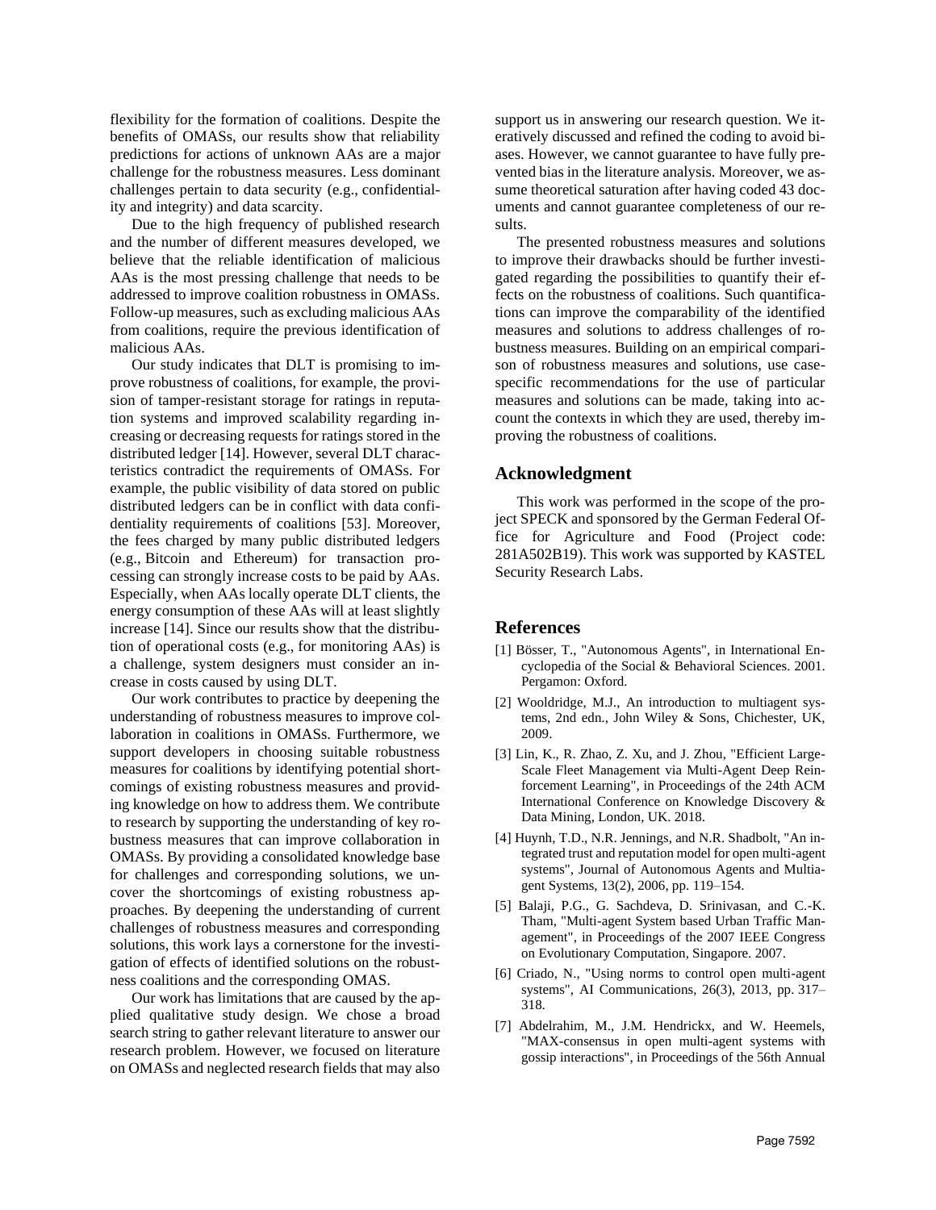flexibility for the formation of coalitions. Despite the benefits of OMASs, our results show that reliability predictions for actions of unknown AAs are a major challenge for the robustness measures. Less dominant challenges pertain to data security (e.g., confidentiality and integrity) and data scarcity.

Due to the high frequency of published research and the number of different measures developed, we believe that the reliable identification of malicious AAs is the most pressing challenge that needs to be addressed to improve coalition robustness in OMASs. Follow-up measures, such as excluding malicious AAs from coalitions, require the previous identification of malicious AAs.

Our study indicates that DLT is promising to improve robustness of coalitions, for example, the provision of tamper-resistant storage for ratings in reputation systems and improved scalability regarding increasing or decreasing requests for ratings stored in the distributed ledger [14]. However, several DLT characteristics contradict the requirements of OMASs. For example, the public visibility of data stored on public distributed ledgers can be in conflict with data confidentiality requirements of coalitions [53]. Moreover, the fees charged by many public distributed ledgers (e.g., Bitcoin and Ethereum) for transaction processing can strongly increase costs to be paid by AAs. Especially, when AAs locally operate DLT clients, the energy consumption of these AAs will at least slightly increase [14]. Since our results show that the distribution of operational costs (e.g., for monitoring AAs) is a challenge, system designers must consider an increase in costs caused by using DLT.

Our work contributes to practice by deepening the understanding of robustness measures to improve collaboration in coalitions in OMASs. Furthermore, we support developers in choosing suitable robustness measures for coalitions by identifying potential shortcomings of existing robustness measures and providing knowledge on how to address them. We contribute to research by supporting the understanding of key robustness measures that can improve collaboration in OMASs. By providing a consolidated knowledge base for challenges and corresponding solutions, we uncover the shortcomings of existing robustness approaches. By deepening the understanding of current challenges of robustness measures and corresponding solutions, this work lays a cornerstone for the investigation of effects of identified solutions on the robustness coalitions and the corresponding OMAS.

Our work has limitations that are caused by the applied qualitative study design. We chose a broad search string to gather relevant literature to answer our research problem. However, we focused on literature on OMASs and neglected research fields that may also support us in answering our research question. We iteratively discussed and refined the coding to avoid biases. However, we cannot guarantee to have fully prevented bias in the literature analysis. Moreover, we assume theoretical saturation after having coded 43 documents and cannot guarantee completeness of our results.

The presented robustness measures and solutions to improve their drawbacks should be further investigated regarding the possibilities to quantify their effects on the robustness of coalitions. Such quantifications can improve the comparability of the identified measures and solutions to address challenges of robustness measures. Building on an empirical comparison of robustness measures and solutions, use case-specific recommendations for the use of particular measures and solutions can be made, taking into account the contexts in which they are used, thereby improving the robustness of coalitions.

## Acknowledgment

This work was performed in the scope of the project SPECK and sponsored by the German Federal Office for Agriculture and Food (Project code: 281A502B19). This work was supported by KASTEL Security Research Labs.

## References

[1] Bösser, T., "Autonomous Agents", in International Encyclopedia of the Social & Behavioral Sciences. 2001. Pergamon: Oxford.

[2] Wooldridge, M.J., An introduction to multiagent systems, 2nd edn., John Wiley & Sons, Chichester, UK, 2009.

[3] Lin, K., R. Zhao, Z. Xu, and J. Zhou, "Efficient Large-Scale Fleet Management via Multi-Agent Deep Reinforcement Learning", in Proceedings of the 24th ACM International Conference on Knowledge Discovery & Data Mining, London, UK. 2018.

[4] Huynh, T.D., N.R. Jennings, and N.R. Shadbolt, "An integrated trust and reputation model for open multi-agent systems", Journal of Autonomous Agents and Multiagent Systems, 13(2), 2006, pp. 119–154.

[5] Balaji, P.G., G. Sachdeva, D. Srinivasan, and C.-K. Tham, "Multi-agent System based Urban Traffic Management", in Proceedings of the 2007 IEEE Congress on Evolutionary Computation, Singapore. 2007.

[6] Criado, N., "Using norms to control open multi-agent systems", AI Communications, 26(3), 2013, pp. 317–318.

[7] Abdelrahim, M., J.M. Hendrickx, and W. Heemels, "MAX-consensus in open multi-agent systems with gossip interactions", in Proceedings of the 56th Annual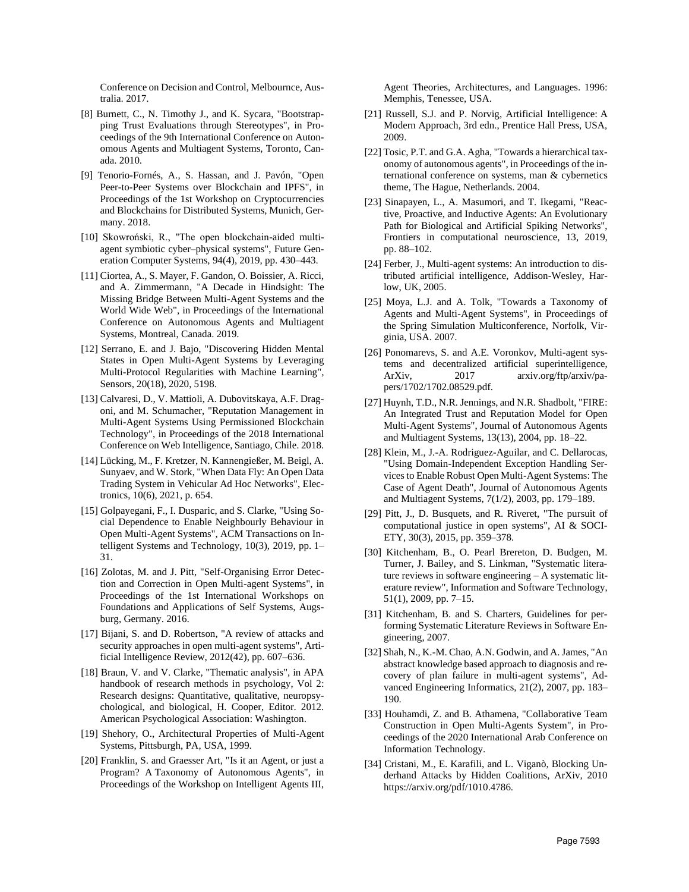Conference on Decision and Control, Melbournce, Australia. 2017.

[8] Burnett, C., N. Timothy J., and K. Sycara, "Bootstrapping Trust Evaluations through Stereotypes", in Proceedings of the 9th International Conference on Autonomous Agents and Multiagent Systems, Toronto, Canada. 2010.

[9] Tenorio-Fornés, A., S. Hassan, and J. Pavón, "Open Peer-to-Peer Systems over Blockchain and IPFS", in Proceedings of the 1st Workshop on Cryptocurrencies and Blockchains for Distributed Systems, Munich, Germany. 2018.

[10] Skowroński, R., "The open blockchain-aided multi-agent symbiotic cyber–physical systems", Future Generation Computer Systems, 94(4), 2019, pp. 430–443.

[11] Ciortea, A., S. Mayer, F. Gandon, O. Boissier, A. Ricci, and A. Zimmermann, "A Decade in Hindsight: The Missing Bridge Between Multi-Agent Systems and the World Wide Web", in Proceedings of the International Conference on Autonomous Agents and Multiagent Systems, Montreal, Canada. 2019.

[12] Serrano, E. and J. Bajo, "Discovering Hidden Mental States in Open Multi-Agent Systems by Leveraging Multi-Protocol Regularities with Machine Learning", Sensors, 20(18), 2020, 5198.

[13] Calvaresi, D., V. Mattioli, A. Dubovitskaya, A.F. Dragoni, and M. Schumacher, "Reputation Management in Multi-Agent Systems Using Permissioned Blockchain Technology", in Proceedings of the 2018 International Conference on Web Intelligence, Santiago, Chile. 2018.

[14] Lücking, M., F. Kretzer, N. Kannengießer, M. Beigl, A. Sunyaev, and W. Stork, "When Data Fly: An Open Data Trading System in Vehicular Ad Hoc Networks", Electronics, 10(6), 2021, p. 654.

[15] Golpayegani, F., I. Dusparic, and S. Clarke, "Using Social Dependence to Enable Neighbourly Behaviour in Open Multi-Agent Systems", ACM Transactions on Intelligent Systems and Technology, 10(3), 2019, pp. 1–31.

[16] Zolotas, M. and J. Pitt, "Self-Organising Error Detection and Correction in Open Multi-agent Systems", in Proceedings of the 1st International Workshops on Foundations and Applications of Self Systems, Augsburg, Germany. 2016.

[17] Bijani, S. and D. Robertson, "A review of attacks and security approaches in open multi-agent systems", Artificial Intelligence Review, 2012(42), pp. 607–636.

[18] Braun, V. and V. Clarke, "Thematic analysis", in APA handbook of research methods in psychology, Vol 2: Research designs: Quantitative, qualitative, neuropsychological, and biological, H. Cooper, Editor. 2012. American Psychological Association: Washington.

[19] Shehory, O., Architectural Properties of Multi-Agent Systems, Pittsburgh, PA, USA, 1999.

[20] Franklin, S. and Graesser Art, "Is it an Agent, or just a Program? A Taxonomy of Autonomous Agents", in Proceedings of the Workshop on Intelligent Agents III, Agent Theories, Architectures, and Languages. 1996: Memphis, Tenessee, USA.

[21] Russell, S.J. and P. Norvig, Artificial Intelligence: A Modern Approach, 3rd edn., Prentice Hall Press, USA, 2009.

[22] Tosic, P.T. and G.A. Agha, "Towards a hierarchical taxonomy of autonomous agents", in Proceedings of the international conference on systems, man & cybernetics theme, The Hague, Netherlands. 2004.

[23] Sinapayen, L., A. Masumori, and T. Ikegami, "Reactive, Proactive, and Inductive Agents: An Evolutionary Path for Biological and Artificial Spiking Networks", Frontiers in computational neuroscience, 13, 2019, pp. 88–102.

[24] Ferber, J., Multi-agent systems: An introduction to distributed artificial intelligence, Addison-Wesley, Harlow, UK, 2005.

[25] Moya, L.J. and A. Tolk, "Towards a Taxonomy of Agents and Multi-Agent Systems", in Proceedings of the Spring Simulation Multiconference, Norfolk, Virginia, USA. 2007.

[26] Ponomarevs, S. and A.E. Voronkov, Multi-agent systems and decentralized artificial superintelligence, ArXiv, 2017 arxiv.org/ftp/arxiv/papers/1702/1702.08529.pdf.

[27] Huynh, T.D., N.R. Jennings, and N.R. Shadbolt, "FIRE: An Integrated Trust and Reputation Model for Open Multi-Agent Systems", Journal of Autonomous Agents and Multiagent Systems, 13(13), 2004, pp. 18–22.

[28] Klein, M., J.-A. Rodriguez-Aguilar, and C. Dellarocas, "Using Domain-Independent Exception Handling Services to Enable Robust Open Multi-Agent Systems: The Case of Agent Death", Journal of Autonomous Agents and Multiagent Systems, 7(1/2), 2003, pp. 179–189.

[29] Pitt, J., D. Busquets, and R. Riveret, "The pursuit of computational justice in open systems", AI & SOCIETY, 30(3), 2015, pp. 359–378.

[30] Kitchenham, B., O. Pearl Brereton, D. Budgen, M. Turner, J. Bailey, and S. Linkman, "Systematic literature reviews in software engineering – A systematic literature review", Information and Software Technology, 51(1), 2009, pp. 7–15.

[31] Kitchenham, B. and S. Charters, Guidelines for performing Systematic Literature Reviews in Software Engineering, 2007.

[32] Shah, N., K.-M. Chao, A.N. Godwin, and A. James, "An abstract knowledge based approach to diagnosis and recovery of plan failure in multi-agent systems", Advanced Engineering Informatics, 21(2), 2007, pp. 183–190.

[33] Houhamdi, Z. and B. Athamena, "Collaborative Team Construction in Open Multi-Agents System", in Proceedings of the 2020 International Arab Conference on Information Technology.

[34] Cristani, M., E. Karafili, and L. Viganò, Blocking Underhand Attacks by Hidden Coalitions, ArXiv, 2010 https://arxiv.org/pdf/1010.4786.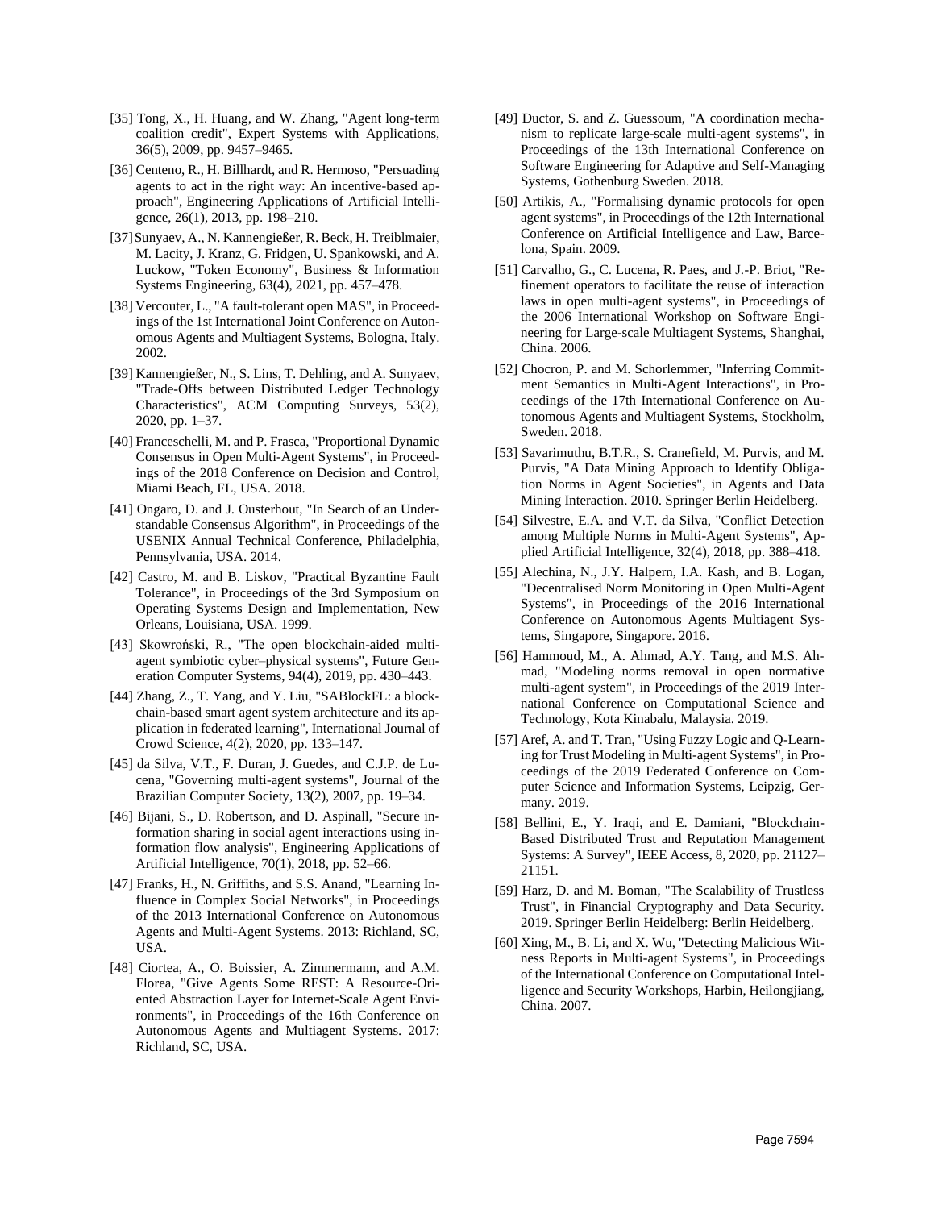[35] Tong, X., H. Huang, and W. Zhang, "Agent long-term coalition credit", Expert Systems with Applications, 36(5), 2009, pp. 9457–9465.

[36] Centeno, R., H. Billhardt, and R. Hermoso, "Persuading agents to act in the right way: An incentive-based approach", Engineering Applications of Artificial Intelligence, 26(1), 2013, pp. 198–210.

[37] Sunyaev, A., N. Kannengießer, R. Beck, H. Treiblmaier, M. Lacity, J. Kranz, G. Fridgen, U. Spankowski, and A. Luckow, "Token Economy", Business & Information Systems Engineering, 63(4), 2021, pp. 457–478.

[38] Vercouter, L., "A fault-tolerant open MAS", in Proceedings of the 1st International Joint Conference on Autonomous Agents and Multiagent Systems, Bologna, Italy. 2002.

[39] Kannengießer, N., S. Lins, T. Dehling, and A. Sunyaev, "Trade-Offs between Distributed Ledger Technology Characteristics", ACM Computing Surveys, 53(2), 2020, pp. 1–37.

[40] Franceschelli, M. and P. Frasca, "Proportional Dynamic Consensus in Open Multi-Agent Systems", in Proceedings of the 2018 Conference on Decision and Control, Miami Beach, FL, USA. 2018.

[41] Ongaro, D. and J. Ousterhout, "In Search of an Understandable Consensus Algorithm", in Proceedings of the USENIX Annual Technical Conference, Philadelphia, Pennsylvania, USA. 2014.

[42] Castro, M. and B. Liskov, "Practical Byzantine Fault Tolerance", in Proceedings of the 3rd Symposium on Operating Systems Design and Implementation, New Orleans, Louisiana, USA. 1999.

[43] Skowroński, R., "The open blockchain-aided multiagent symbiotic cyber–physical systems", Future Generation Computer Systems, 94(4), 2019, pp. 430–443.

[44] Zhang, Z., T. Yang, and Y. Liu, "SABlockFL: a blockchain-based smart agent system architecture and its application in federated learning", International Journal of Crowd Science, 4(2), 2020, pp. 133–147.

[45] da Silva, V.T., F. Duran, J. Guedes, and C.J.P. de Lucena, "Governing multi-agent systems", Journal of the Brazilian Computer Society, 13(2), 2007, pp. 19–34.

[46] Bijani, S., D. Robertson, and D. Aspinall, "Secure information sharing in social agent interactions using information flow analysis", Engineering Applications of Artificial Intelligence, 70(1), 2018, pp. 52–66.

[47] Franks, H., N. Griffiths, and S.S. Anand, "Learning Influence in Complex Social Networks", in Proceedings of the 2013 International Conference on Autonomous Agents and Multi-Agent Systems. 2013: Richland, SC, USA.

[48] Ciortea, A., O. Boissier, A. Zimmermann, and A.M. Florea, "Give Agents Some REST: A Resource-Oriented Abstraction Layer for Internet-Scale Agent Environments", in Proceedings of the 16th Conference on Autonomous Agents and Multiagent Systems. 2017: Richland, SC, USA.

[49] Ductor, S. and Z. Guessoum, "A coordination mechanism to replicate large-scale multi-agent systems", in Proceedings of the 13th International Conference on Software Engineering for Adaptive and Self-Managing Systems, Gothenburg Sweden. 2018.

[50] Artikis, A., "Formalising dynamic protocols for open agent systems", in Proceedings of the 12th International Conference on Artificial Intelligence and Law, Barcelona, Spain. 2009.

[51] Carvalho, G., C. Lucena, R. Paes, and J.-P. Briot, "Refinement operators to facilitate the reuse of interaction laws in open multi-agent systems", in Proceedings of the 2006 International Workshop on Software Engineering for Large-scale Multiagent Systems, Shanghai, China. 2006.

[52] Chocron, P. and M. Schorlemmer, "Inferring Commitment Semantics in Multi-Agent Interactions", in Proceedings of the 17th International Conference on Autonomous Agents and Multiagent Systems, Stockholm, Sweden. 2018.

[53] Savarimuthu, B.T.R., S. Cranefield, M. Purvis, and M. Purvis, "A Data Mining Approach to Identify Obligation Norms in Agent Societies", in Agents and Data Mining Interaction. 2010. Springer Berlin Heidelberg.

[54] Silvestre, E.A. and V.T. da Silva, "Conflict Detection among Multiple Norms in Multi-Agent Systems", Applied Artificial Intelligence, 32(4), 2018, pp. 388–418.

[55] Alechina, N., J.Y. Halpern, I.A. Kash, and B. Logan, "Decentralised Norm Monitoring in Open Multi-Agent Systems", in Proceedings of the 2016 International Conference on Autonomous Agents Multiagent Systems, Singapore, Singapore. 2016.

[56] Hammoud, M., A. Ahmad, A.Y. Tang, and M.S. Ahmad, "Modeling norms removal in open normative multi-agent system", in Proceedings of the 2019 International Conference on Computational Science and Technology, Kota Kinabalu, Malaysia. 2019.

[57] Aref, A. and T. Tran, "Using Fuzzy Logic and Q-Learning for Trust Modeling in Multi-agent Systems", in Proceedings of the 2019 Federated Conference on Computer Science and Information Systems, Leipzig, Germany. 2019.

[58] Bellini, E., Y. Iraqi, and E. Damiani, "Blockchain-Based Distributed Trust and Reputation Management Systems: A Survey", IEEE Access, 8, 2020, pp. 21127–21151.

[59] Harz, D. and M. Boman, "The Scalability of Trustless Trust", in Financial Cryptography and Data Security. 2019. Springer Berlin Heidelberg: Berlin Heidelberg.

[60] Xing, M., B. Li, and X. Wu, "Detecting Malicious Witness Reports in Multi-agent Systems", in Proceedings of the International Conference on Computational Intelligence and Security Workshops, Harbin, Heilongjiang, China. 2007.